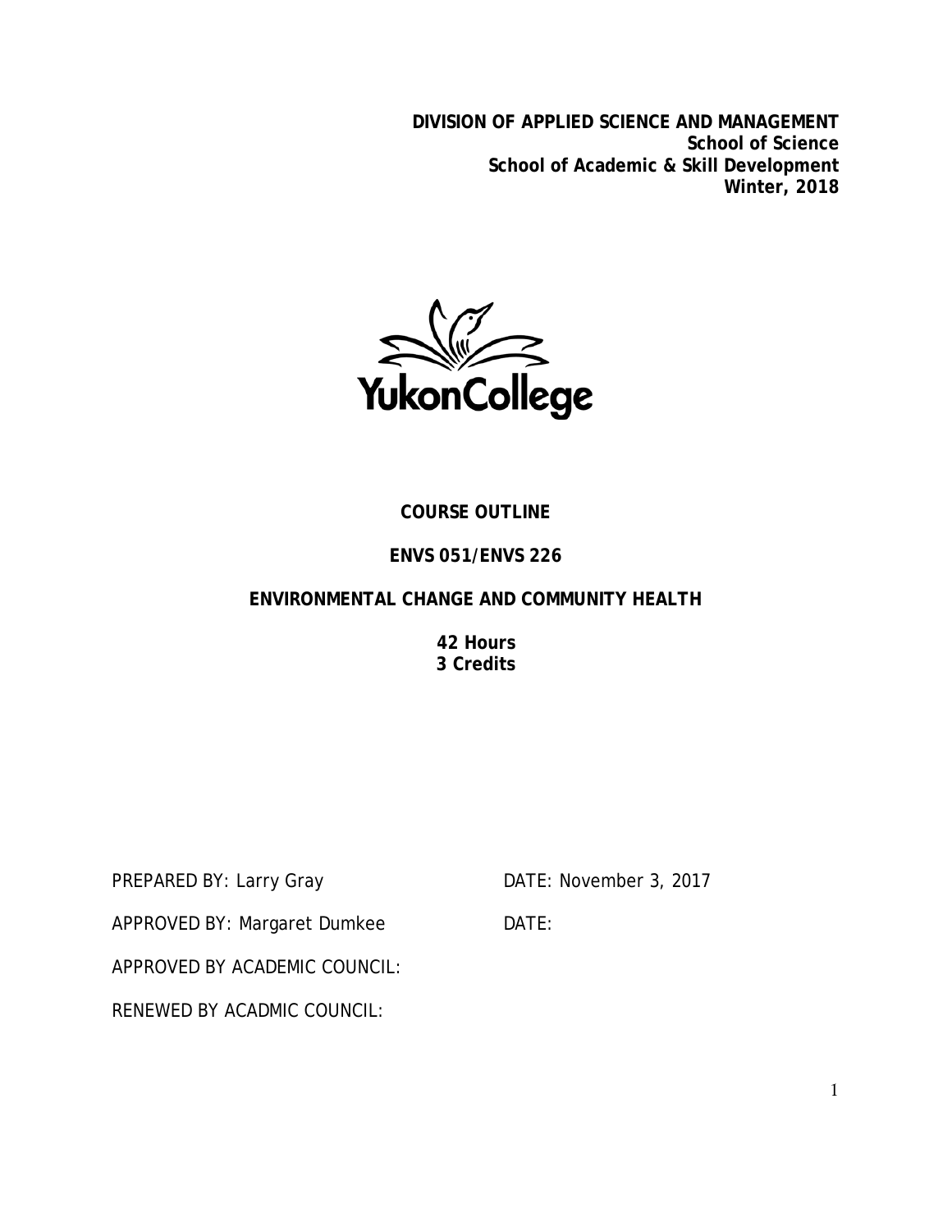**DIVISION OF APPLIED SCIENCE AND MANAGEMENT**
**School of Science**
**School of Academic & Skill Development**
**Winter, 2018**

YukonCollege

# COURSE OUTLINE

## ENVS 051/ENVS 226

## ENVIRONMENTAL CHANGE AND COMMUNITY HEALTH

**42 Hours**
**3 Credits**

PREPARED BY: Larry Gray    DATE: November 3, 2017

APPROVED BY: Margaret Dumkee    DATE:

APPROVED BY ACADEMIC COUNCIL:

RENEWED BY ACADMIC COUNCIL: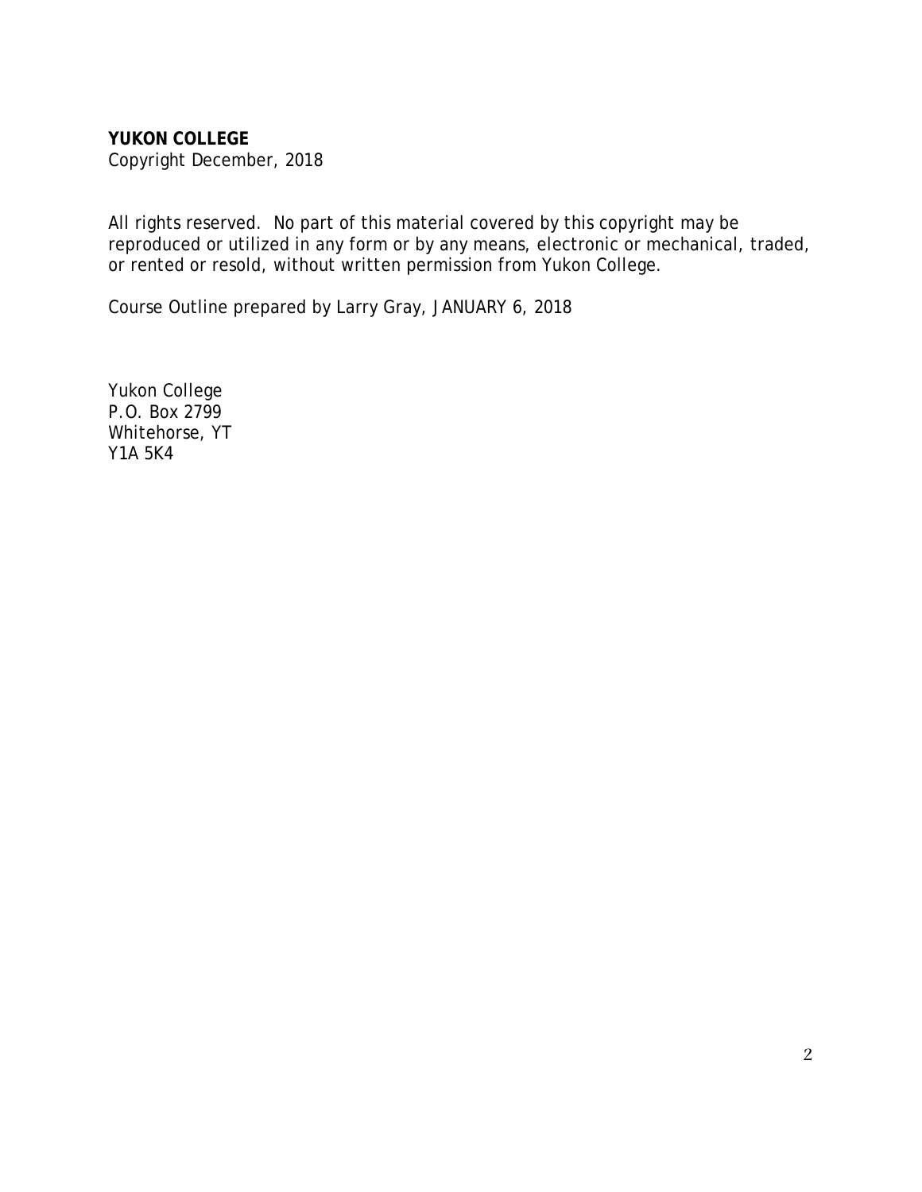**YUKON COLLEGE**
Copyright December, 2018

All rights reserved. No part of this material covered by this copyright may be reproduced or utilized in any form or by any means, electronic or mechanical, traded, or rented or resold, without written permission from Yukon College.

Course Outline prepared by Larry Gray, JANUARY 6, 2018

Yukon College
P.O. Box 2799
Whitehorse, YT
Y1A 5K4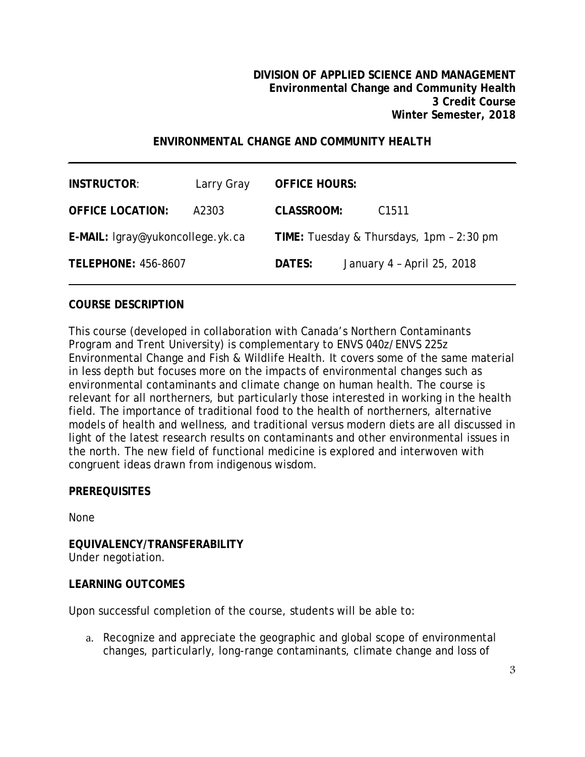**DIVISION OF APPLIED SCIENCE AND MANAGEMENT**
**Environmental Change and Community Health**
**3 Credit Course**
**Winter Semester, 2018**

# ENVIRONMENTAL CHANGE AND COMMUNITY HEALTH

| | | | |
|---|---|---|---|
| **INSTRUCTOR**: | Larry Gray | **OFFICE HOURS:** | |
| **OFFICE LOCATION:** | A2303 | **CLASSROOM:** | C1511 |
| **E-MAIL:** lgray@yukoncollege.yk.ca | | **TIME:** Tuesday & Thursdays, 1pm – 2:30 pm | |
| **TELEPHONE:** 456-8607 | | **DATES:** | January 4 – April 25, 2018 |

## COURSE DESCRIPTION

This course (developed in collaboration with Canada's Northern Contaminants Program and Trent University) is complementary to ENVS 040z/ENVS 225z Environmental Change and Fish & Wildlife Health. It covers some of the same material in less depth but focuses more on the impacts of environmental changes such as environmental contaminants and climate change on human health. The course is relevant for all northerners, but particularly those interested in working in the health field. The importance of traditional food to the health of northerners, alternative models of health and wellness, and traditional versus modern diets are all discussed in light of the latest research results on contaminants and other environmental issues in the north. The new field of functional medicine is explored and interwoven with congruent ideas drawn from indigenous wisdom.

## PREREQUISITES

None

## EQUIVALENCY/TRANSFERABILITY

Under negotiation.

## LEARNING OUTCOMES

Upon successful completion of the course, students will be able to:

a. Recognize and appreciate the geographic and global scope of environmental changes, particularly, long-range contaminants, climate change and loss of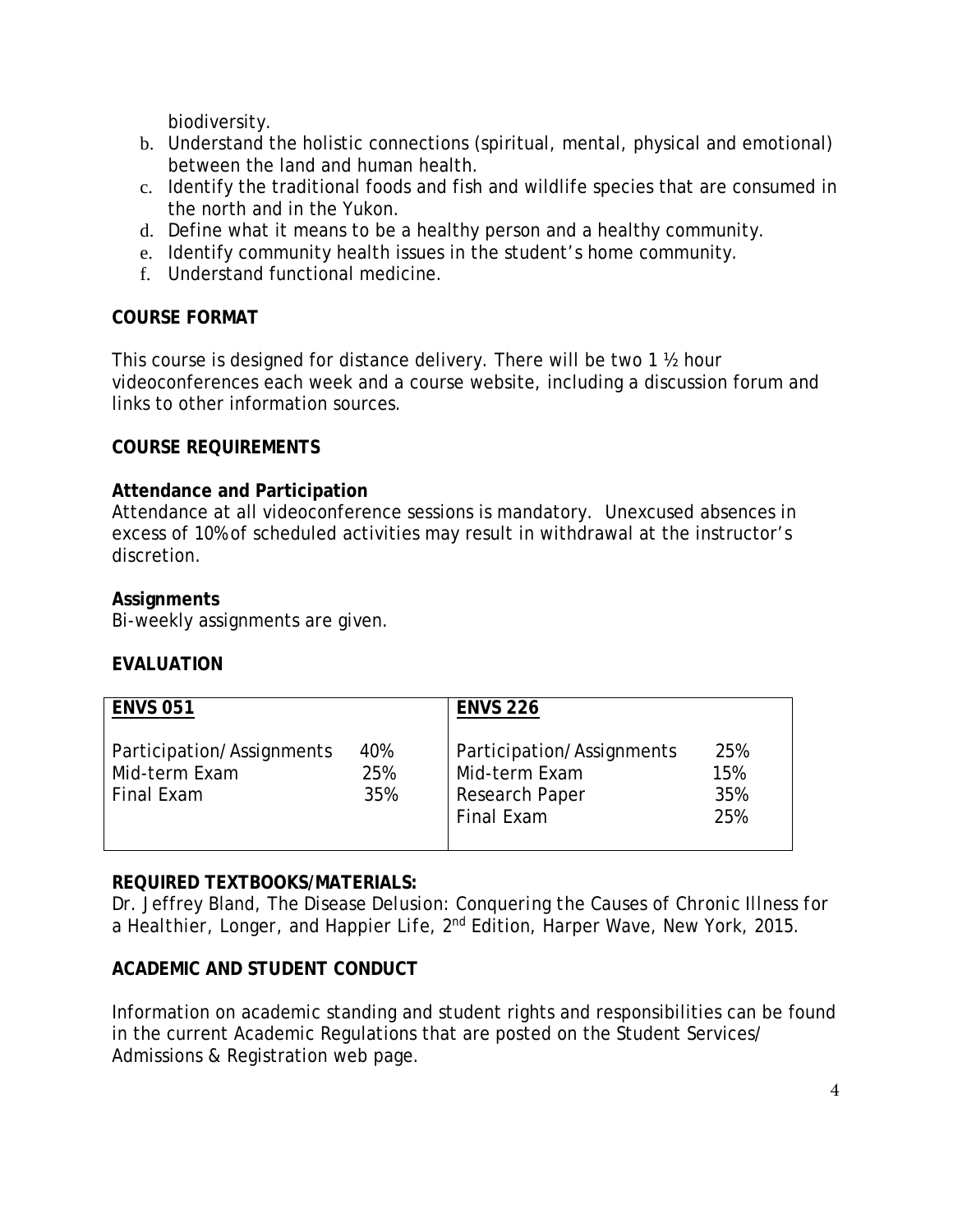biodiversity.

b. Understand the holistic connections (spiritual, mental, physical and emotional) between the land and human health.
c. Identify the traditional foods and fish and wildlife species that are consumed in the north and in the Yukon.
d. Define what it means to be a healthy person and a healthy community.
e. Identify community health issues in the student's home community.
f. Understand functional medicine.

## COURSE FORMAT

This course is designed for distance delivery. There will be two 1 ½ hour videoconferences each week and a course website, including a discussion forum and links to other information sources.

## COURSE REQUIREMENTS

### Attendance and Participation

Attendance at all videoconference sessions is mandatory. Unexcused absences in excess of 10% of scheduled activities may result in withdrawal at the instructor's discretion.

### Assignments

Bi-weekly assignments are given.

## EVALUATION

| ENVS 051 | | ENVS 226 | |
|---|---|---|---|
| Participation/Assignments | 40% | Participation/Assignments | 25% |
| Mid-term Exam | 25% | Mid-term Exam | 15% |
| Final Exam | 35% | Research Paper | 35% |
| | | Final Exam | 25% |

## REQUIRED TEXTBOOKS/MATERIALS:

Dr. Jeffrey Bland, *The Disease Delusion: Conquering the Causes of Chronic Illness for a Healthier, Longer, and Happier Life*, 2nd Edition, Harper Wave, New York, 2015.

## ACADEMIC AND STUDENT CONDUCT

Information on academic standing and student rights and responsibilities can be found in the current Academic Regulations that are posted on the Student Services/ Admissions & Registration web page.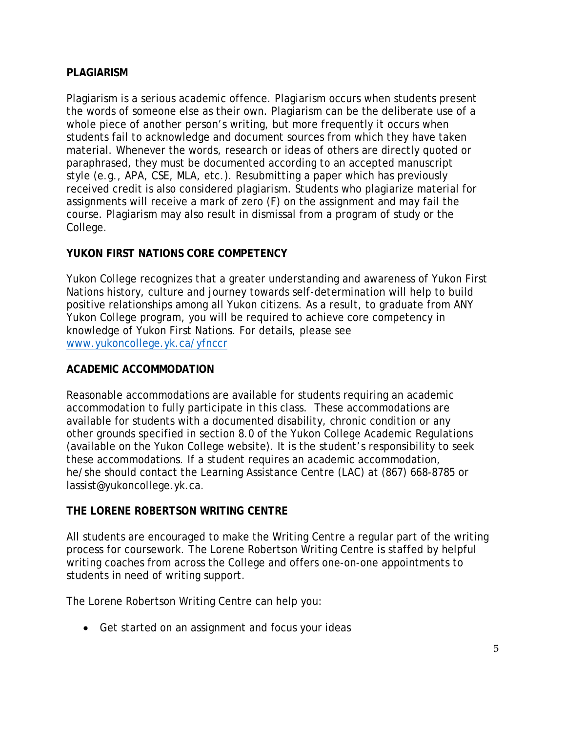**PLAGIARISM**

Plagiarism is a serious academic offence. Plagiarism occurs when students present the words of someone else as their own. Plagiarism can be the deliberate use of a whole piece of another person's writing, but more frequently it occurs when students fail to acknowledge and document sources from which they have taken material. Whenever the words, research or ideas of others are directly quoted or paraphrased, they must be documented according to an accepted manuscript style (e.g., APA, CSE, MLA, etc.). Resubmitting a paper which has previously received credit is also considered plagiarism. Students who plagiarize material for assignments will receive a mark of zero (F) on the assignment and may fail the course. Plagiarism may also result in dismissal from a program of study or the College.

**YUKON FIRST NATIONS CORE COMPETENCY**

Yukon College recognizes that a greater understanding and awareness of Yukon First Nations history, culture and journey towards self-determination will help to build positive relationships among all Yukon citizens. As a result, to graduate from ANY Yukon College program, you will be required to achieve core competency in knowledge of Yukon First Nations. For details, please see [www.yukoncollege.yk.ca/yfnccr](http://www.yukoncollege.yk.ca/yfnccr)

**ACADEMIC ACCOMMODATION**

Reasonable accommodations are available for students requiring an academic accommodation to fully participate in this class. These accommodations are available for students with a documented disability, chronic condition or any other grounds specified in section 8.0 of the Yukon College Academic Regulations (available on the Yukon College website). It is the student's responsibility to seek these accommodations. If a student requires an academic accommodation, he/she should contact the Learning Assistance Centre (LAC) at (867) 668-8785 or lassist@yukoncollege.yk.ca.

**THE LORENE ROBERTSON WRITING CENTRE**

All students are encouraged to make the Writing Centre a regular part of the writing process for coursework. The Lorene Robertson Writing Centre is staffed by helpful writing coaches from across the College and offers one-on-one appointments to students in need of writing support.

The Lorene Robertson Writing Centre can help you:

- Get started on an assignment and focus your ideas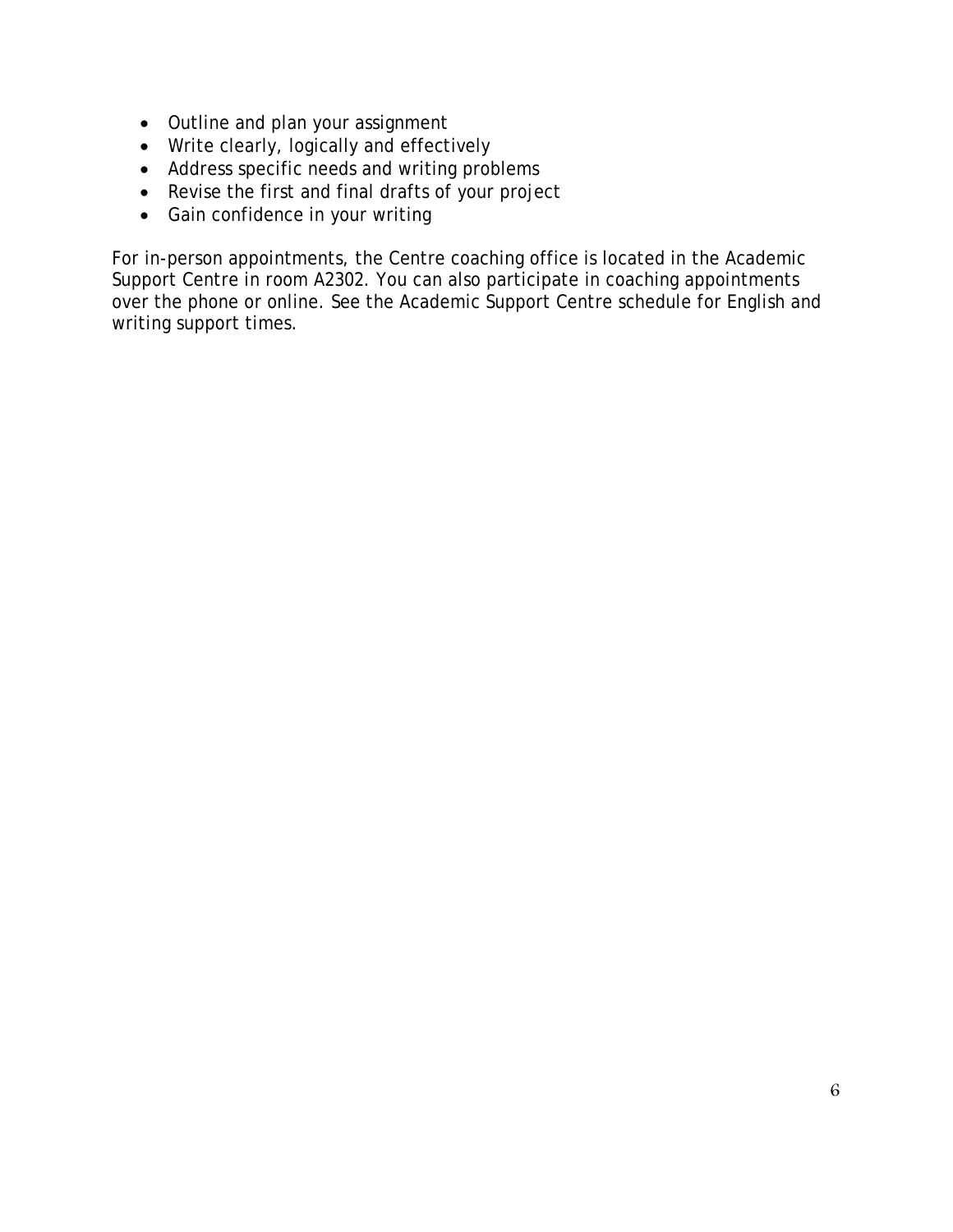- Outline and plan your assignment
- Write clearly, logically and effectively
- Address specific needs and writing problems
- Revise the first and final drafts of your project
- Gain confidence in your writing

For in-person appointments, the Centre coaching office is located in the Academic Support Centre in room A2302. You can also participate in coaching appointments over the phone or online. See the Academic Support Centre schedule for English and writing support times.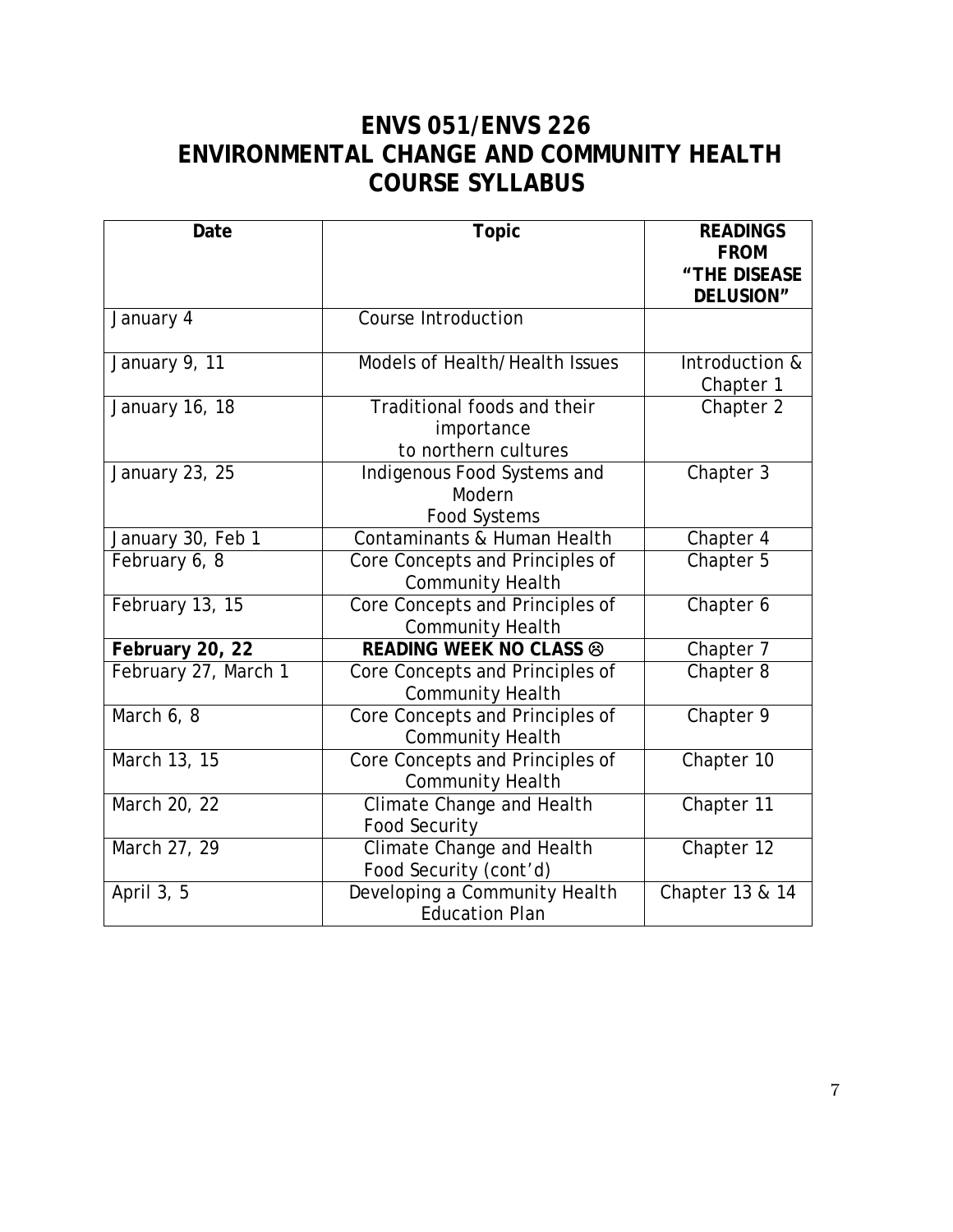# ENVS 051/ENVS 226
# ENVIRONMENTAL CHANGE AND COMMUNITY HEALTH
# COURSE SYLLABUS

| Date | Topic | READINGS FROM "THE DISEASE DELUSION" |
|---|---|---|
| January 4 | Course Introduction | |
| January 9, 11 | Models of Health/Health Issues | Introduction & Chapter 1 |
| January 16, 18 | Traditional foods and their importance to northern cultures | Chapter 2 |
| January 23, 25 | Indigenous Food Systems and Modern Food Systems | Chapter 3 |
| January 30, Feb 1 | Contaminants & Human Health | Chapter 4 |
| February 6, 8 | Core Concepts and Principles of Community Health | Chapter 5 |
| February 13, 15 | Core Concepts and Principles of Community Health | Chapter 6 |
| **February 20, 22** | **READING WEEK NO CLASS ☹** | Chapter 7 |
| February 27, March 1 | Core Concepts and Principles of Community Health | Chapter 8 |
| March 6, 8 | Core Concepts and Principles of Community Health | Chapter 9 |
| March 13, 15 | Core Concepts and Principles of Community Health | Chapter 10 |
| March 20, 22 | Climate Change and Health Food Security | Chapter 11 |
| March 27, 29 | Climate Change and Health Food Security (cont'd) | Chapter 12 |
| April 3, 5 | Developing a Community Health Education Plan | Chapter 13 & 14 |